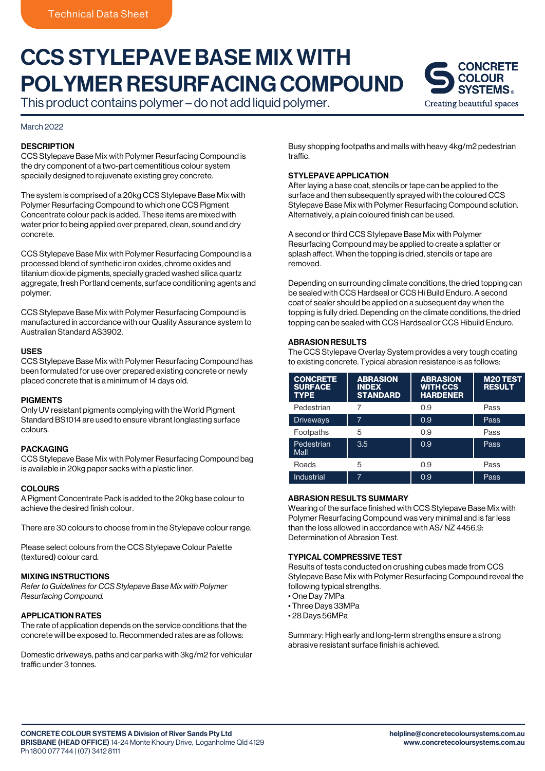Technical Data Sheet

# CCS STYLEPAVE BASE MIX WITH POLYMER RESURFACING COMPOUND

This product contains polymer – do not add liquid polymer.

CONCRETE COLOUR SYSTEMS®
Creating beautiful spaces

March 2022

## DESCRIPTION

CCS Stylepave Base Mix with Polymer Resurfacing Compound is the dry component of a two-part cementitious colour system specially designed to rejuvenate existing grey concrete.

The system is comprised of a 20kg CCS Stylepave Base Mix with Polymer Resurfacing Compound to which one CCS Pigment Concentrate colour pack is added. These items are mixed with water prior to being applied over prepared, clean, sound and dry concrete.

CCS Stylepave Base Mix with Polymer Resurfacing Compound is a processed blend of synthetic iron oxides, chrome oxides and titanium dioxide pigments, specially graded washed silica quartz aggregate, fresh Portland cements, surface conditioning agents and polymer.

CCS Stylepave Base Mix with Polymer Resurfacing Compound is manufactured in accordance with our Quality Assurance system to Australian Standard AS3902.

## USES

CCS Stylepave Base Mix with Polymer Resurfacing Compound has been formulated for use over prepared existing concrete or newly placed concrete that is a minimum of 14 days old.

## PIGMENTS

Only UV resistant pigments complying with the World Pigment Standard BS1014 are used to ensure vibrant longlasting surface colours.

## PACKAGING

CCS Stylepave Base Mix with Polymer Resurfacing Compound bag is available in 20kg paper sacks with a plastic liner.

## COLOURS

A Pigment Concentrate Pack is added to the 20kg base colour to achieve the desired finish colour.

There are 30 colours to choose from in the Stylepave colour range.

Please select colours from the CCS Stylepave Colour Palette (textured) colour card.

## MIXING INSTRUCTIONS

*Refer to Guidelines for CCS Stylepave Base Mix with Polymer Resurfacing Compound.*

## APPLICATION RATES

The rate of application depends on the service conditions that the concrete will be exposed to. Recommended rates are as follows:

Domestic driveways, paths and car parks with 3kg/m2 for vehicular traffic under 3 tonnes.

Busy shopping footpaths and malls with heavy 4kg/m2 pedestrian traffic.

## STYLEPAVE APPLICATION

After laying a base coat, stencils or tape can be applied to the surface and then subsequently sprayed with the coloured CCS Stylepave Base Mix with Polymer Resurfacing Compound solution. Alternatively, a plain coloured finish can be used.

A second or third CCS Stylepave Base Mix with Polymer Resurfacing Compound may be applied to create a splatter or splash affect. When the topping is dried, stencils or tape are removed.

Depending on surrounding climate conditions, the dried topping can be sealed with CCS Hardseal or CCS Hi Build Enduro. A second coat of sealer should be applied on a subsequent day when the topping is fully dried. Depending on the climate conditions, the dried topping can be sealed with CCS Hardseal or CCS Hibuild Enduro.

## ABRASION RESULTS

The CCS Stylepave Overlay System provides a very tough coating to existing concrete. Typical abrasion resistance is as follows:

| CONCRETE SURFACE TYPE | ABRASION INDEX STANDARD | ABRASION WITH CCS HARDENER | M20 TEST RESULT |
|---|---|---|---|
| Pedestrian | 7 | 0.9 | Pass |
| Driveways | 7 | 0.9 | Pass |
| Footpaths | 5 | 0.9 | Pass |
| Pedestrian Mall | 3.5 | 0.9 | Pass |
| Roads | 5 | 0.9 | Pass |
| Industrial | 7 | 0.9 | Pass |

## ABRASION RESULTS SUMMARY

Wearing of the surface finished with CCS Stylepave Base Mix with Polymer Resurfacing Compound was very minimal and is far less than the loss allowed in accordance with AS/ NZ 4456.9: Determination of Abrasion Test.

## TYPICAL COMPRESSIVE TEST

Results of tests conducted on crushing cubes made from CCS Stylepave Base Mix with Polymer Resurfacing Compound reveal the following typical strengths.

- One Day 7MPa
- Three Days 33MPa
- 28 Days 56MPa

Summary: High early and long-term strengths ensure a strong abrasive resistant surface finish is achieved.

**CONCRETE COLOUR SYSTEMS A Division of River Sands Pty Ltd**
**BRISBANE (HEAD OFFICE)** 14-24 Monte Khoury Drive, Loganholme Qld 4129
Ph 1800 077 744 | (07) 3412 8111

**helpline@concretecoloursystems.com.au**
**www.concretecoloursystems.com.au**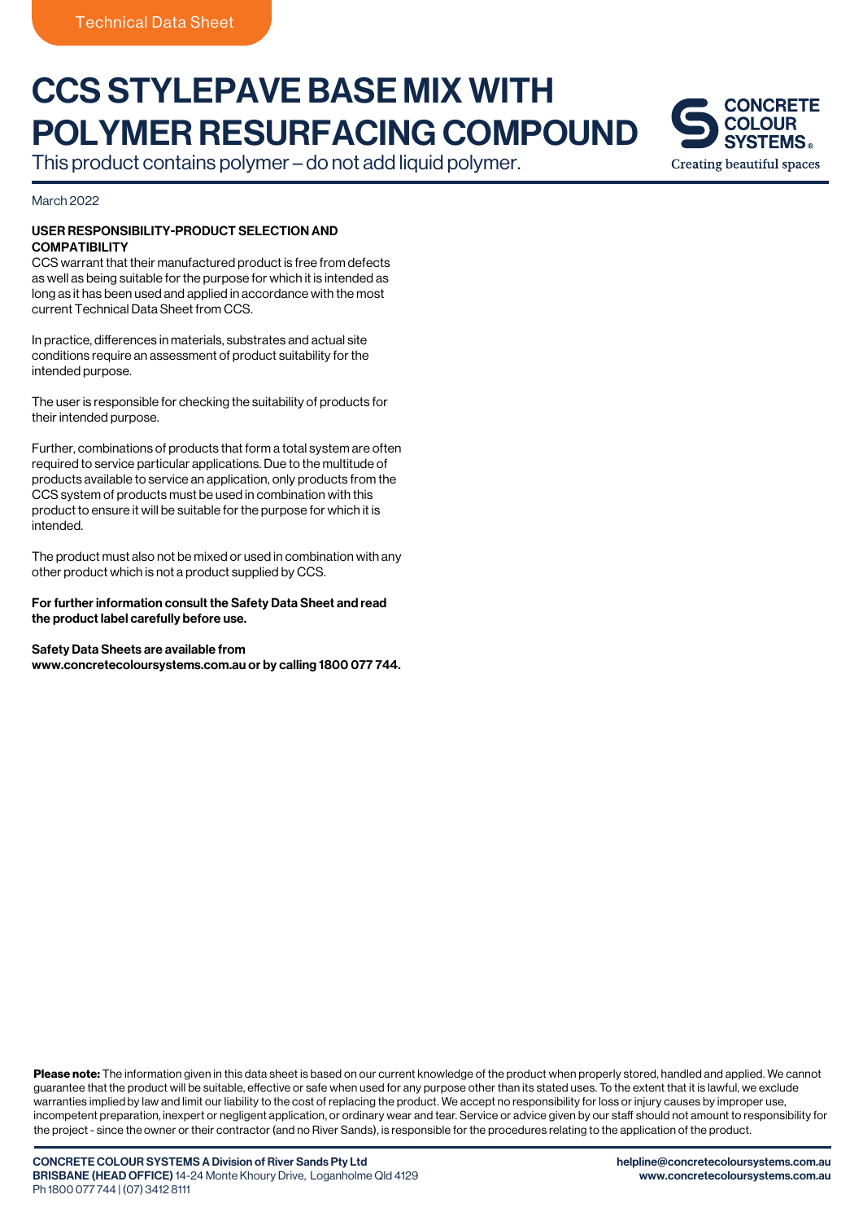# CCS STYLEPAVE BASE MIX WITH POLYMER RESURFACING COMPOUND

This product contains polymer – do not add liquid polymer.

March 2022

**USER RESPONSIBILITY-PRODUCT SELECTION AND COMPATIBILITY**

CCS warrant that their manufactured product is free from defects as well as being suitable for the purpose for which it is intended as long as it has been used and applied in accordance with the most current Technical Data Sheet from CCS.

In practice, differences in materials, substrates and actual site conditions require an assessment of product suitability for the intended purpose.

The user is responsible for checking the suitability of products for their intended purpose.

Further, combinations of products that form a total system are often required to service particular applications. Due to the multitude of products available to service an application, only products from the CCS system of products must be used in combination with this product to ensure it will be suitable for the purpose for which it is intended.

The product must also not be mixed or used in combination with any other product which is not a product supplied by CCS.

**For further information consult the Safety Data Sheet and read the product label carefully before use.**

**Safety Data Sheets are available from www.concretecoloursystems.com.au or by calling 1800 077 744.**

**Please note:** The information given in this data sheet is based on our current knowledge of the product when properly stored, handled and applied. We cannot guarantee that the product will be suitable, effective or safe when used for any purpose other than its stated uses. To the extent that it is lawful, we exclude warranties implied by law and limit our liability to the cost of replacing the product. We accept no responsibility for loss or injury causes by improper use, incompetent preparation, inexpert or negligent application, or ordinary wear and tear. Service or advice given by our staff should not amount to responsibility for the project - since the owner or their contractor (and no River Sands), is responsible for the procedures relating to the application of the product.

**CONCRETE COLOUR SYSTEMS A Division of River Sands Pty Ltd**
**BRISBANE (HEAD OFFICE)** 14-24 Monte Khoury Drive, Loganholme Qld 4129
Ph 1800 077 744 | (07) 3412 8111

**helpline@concretecoloursystems.com.au**
**www.concretecoloursystems.com.au**